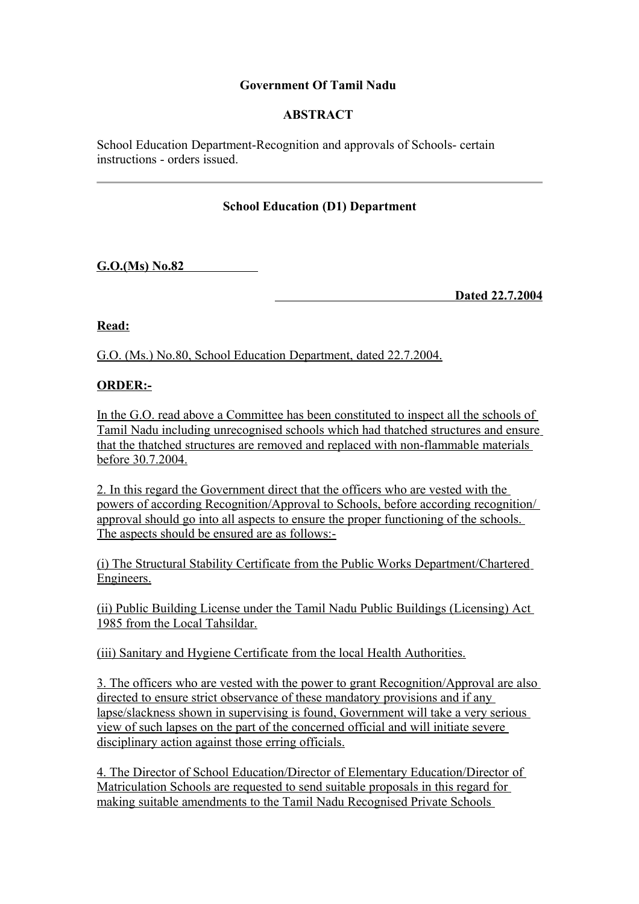**Government Of Tamil Nadu**

**ABSTRACT**

School Education Department-Recognition and approvals of Schools- certain instructions - orders issued.

---

**School Education (D1) Department**

**G.O.(Ms) No.82**

**Dated 22.7.2004**

**Read:**

G.O. (Ms.) No.80, School Education Department, dated 22.7.2004.

**ORDER:-**

In the G.O. read above a Committee has been constituted to inspect all the schools of Tamil Nadu including unrecognised schools which had thatched structures and ensure that the thatched structures are removed and replaced with non-flammable materials before 30.7.2004.

2. In this regard the Government direct that the officers who are vested with the powers of according Recognition/Approval to Schools, before according recognition/ approval should go into all aspects to ensure the proper functioning of the schools. The aspects should be ensured are as follows:-

(i) The Structural Stability Certificate from the Public Works Department/Chartered Engineers.

(ii) Public Building License under the Tamil Nadu Public Buildings (Licensing) Act 1985 from the Local Tahsildar.

(iii) Sanitary and Hygiene Certificate from the local Health Authorities.

3. The officers who are vested with the power to grant Recognition/Approval are also directed to ensure strict observance of these mandatory provisions and if any lapse/slackness shown in supervising is found, Government will take a very serious view of such lapses on the part of the concerned official and will initiate severe disciplinary action against those erring officials.

4. The Director of School Education/Director of Elementary Education/Director of Matriculation Schools are requested to send suitable proposals in this regard for making suitable amendments to the Tamil Nadu Recognised Private Schools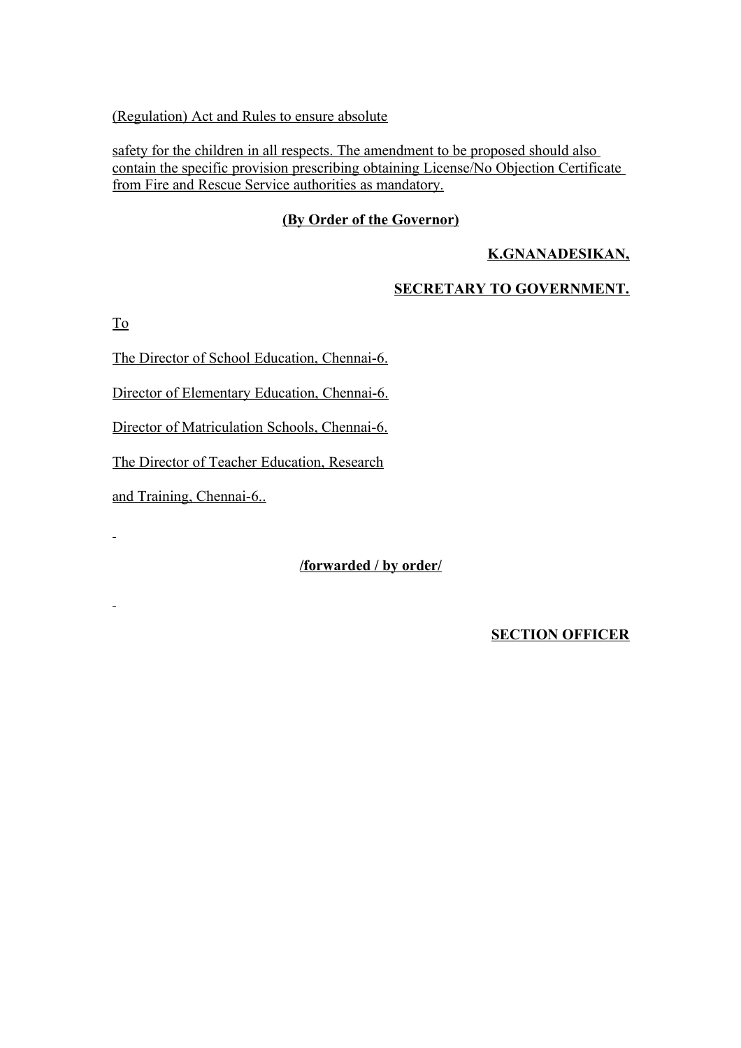(Regulation) Act and Rules to ensure absolute

safety for the children in all respects. The amendment to be proposed should also contain the specific provision prescribing obtaining License/No Objection Certificate from Fire and Rescue Service authorities as mandatory.

**(By Order of the Governor)**

**K.GNANADESIKAN,**

**SECRETARY TO GOVERNMENT.**

To

The Director of School Education, Chennai-6.

Director of Elementary Education, Chennai-6.

Director of Matriculation Schools, Chennai-6.

The Director of Teacher Education, Research

and Training, Chennai-6..

**/forwarded / by order/**

**SECTION OFFICER**